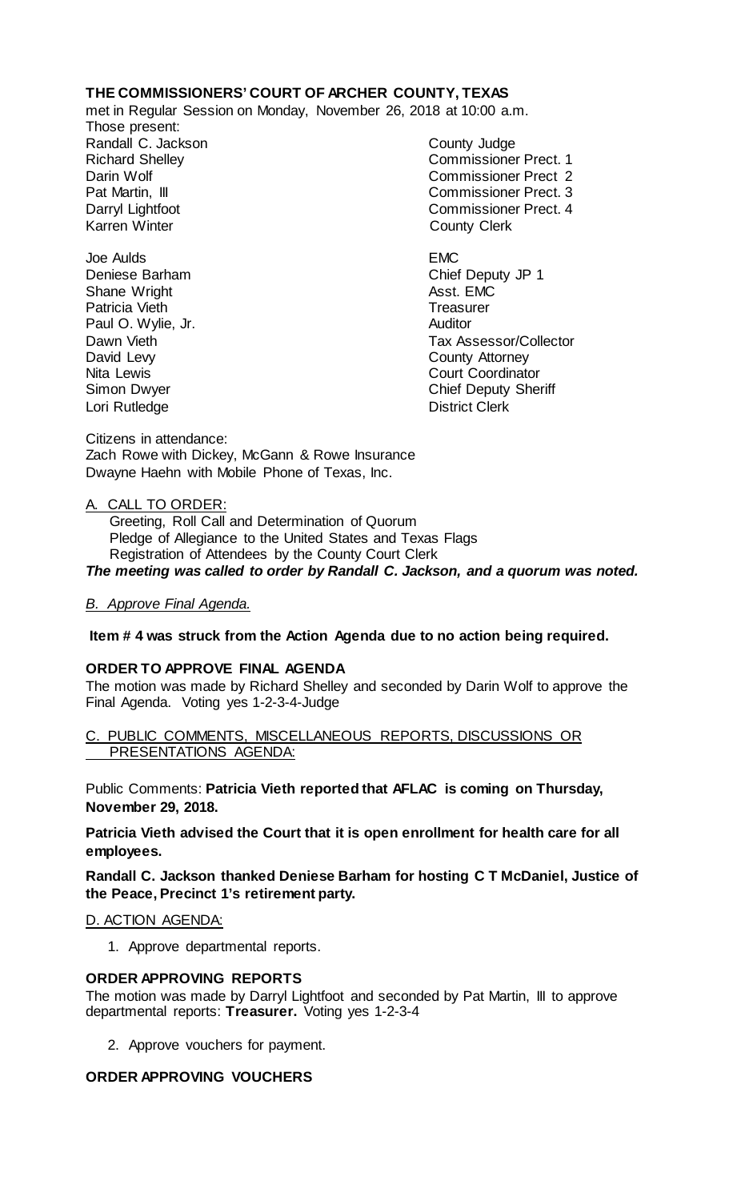**THE COMMISSIONERS' COURT OF ARCHER COUNTY, TEXAS**

met in Regular Session on Monday, November 26, 2018 at 10:00 a.m.

Those present:

| | |
|---|---|
| Randall C. Jackson | County Judge |
| Richard Shelley | Commissioner Prect. 1 |
| Darin Wolf | Commissioner Prect 2 |
| Pat Martin, III | Commissioner Prect. 3 |
| Darryl Lightfoot | Commissioner Prect. 4 |
| Karren Winter | County Clerk |
| | |
| Joe Aulds | EMC |
| Deniese Barham | Chief Deputy JP 1 |
| Shane Wright | Asst. EMC |
| Patricia Vieth | Treasurer |
| Paul O. Wylie, Jr. | Auditor |
| Dawn Vieth | Tax Assessor/Collector |
| David Levy | County Attorney |
| Nita Lewis | Court Coordinator |
| Simon Dwyer | Chief Deputy Sheriff |
| Lori Rutledge | District Clerk |

Citizens in attendance:
Zach Rowe with Dickey, McGann & Rowe Insurance
Dwayne Haehn with Mobile Phone of Texas, Inc.

A. CALL TO ORDER:

Greeting, Roll Call and Determination of Quorum
Pledge of Allegiance to the United States and Texas Flags
Registration of Attendees by the County Court Clerk

***The meeting was called to order by Randall C. Jackson, and a quorum was noted.***

*B. Approve Final Agenda.*

**Item # 4 was struck from the Action Agenda due to no action being required.**

**ORDER TO APPROVE FINAL AGENDA**

The motion was made by Richard Shelley and seconded by Darin Wolf to approve the Final Agenda. Voting yes 1-2-3-4-Judge

C. PUBLIC COMMENTS, MISCELLANEOUS REPORTS, DISCUSSIONS OR PRESENTATIONS AGENDA:

Public Comments: **Patricia Vieth reported that AFLAC is coming on Thursday, November 29, 2018.**

**Patricia Vieth advised the Court that it is open enrollment for health care for all employees.**

**Randall C. Jackson thanked Deniese Barham for hosting C T McDaniel, Justice of the Peace, Precinct 1's retirement party.**

D. ACTION AGENDA:

1. Approve departmental reports.

**ORDER APPROVING REPORTS**

The motion was made by Darryl Lightfoot and seconded by Pat Martin, III to approve departmental reports: **Treasurer.** Voting yes 1-2-3-4

2. Approve vouchers for payment.

**ORDER APPROVING VOUCHERS**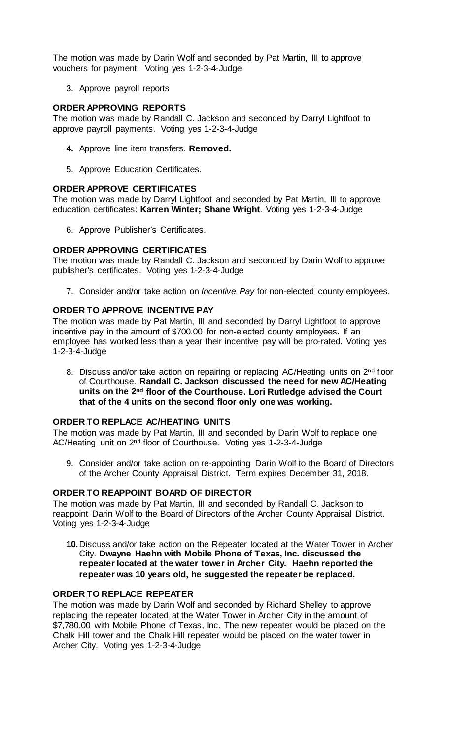The motion was made by Darin Wolf and seconded by Pat Martin, III to approve vouchers for payment. Voting yes 1-2-3-4-Judge

3. Approve payroll reports

**ORDER APPROVING REPORTS**

The motion was made by Randall C. Jackson and seconded by Darryl Lightfoot to approve payroll payments. Voting yes 1-2-3-4-Judge

4. Approve line item transfers. **Removed.**

5. Approve Education Certificates.

**ORDER APPROVE CERTIFICATES**

The motion was made by Darryl Lightfoot and seconded by Pat Martin, III to approve education certificates: **Karren Winter; Shane Wright**. Voting yes 1-2-3-4-Judge

6. Approve Publisher's Certificates.

**ORDER APPROVING CERTIFICATES**

The motion was made by Randall C. Jackson and seconded by Darin Wolf to approve publisher's certificates. Voting yes 1-2-3-4-Judge

7. Consider and/or take action on *Incentive Pay* for non-elected county employees.

**ORDER TO APPROVE INCENTIVE PAY**

The motion was made by Pat Martin, III and seconded by Darryl Lightfoot to approve incentive pay in the amount of $700.00 for non-elected county employees. If an employee has worked less than a year their incentive pay will be pro-rated. Voting yes 1-2-3-4-Judge

8. Discuss and/or take action on repairing or replacing AC/Heating units on 2nd floor of Courthouse. **Randall C. Jackson discussed the need for new AC/Heating units on the 2nd floor of the Courthouse. Lori Rutledge advised the Court that of the 4 units on the second floor only one was working.**

**ORDER TO REPLACE AC/HEATING UNITS**

The motion was made by Pat Martin, III and seconded by Darin Wolf to replace one AC/Heating unit on 2nd floor of Courthouse. Voting yes 1-2-3-4-Judge

9. Consider and/or take action on re-appointing Darin Wolf to the Board of Directors of the Archer County Appraisal District. Term expires December 31, 2018.

**ORDER TO REAPPOINT BOARD OF DIRECTOR**

The motion was made by Pat Martin, III and seconded by Randall C. Jackson to reappoint Darin Wolf to the Board of Directors of the Archer County Appraisal District. Voting yes 1-2-3-4-Judge

10. Discuss and/or take action on the Repeater located at the Water Tower in Archer City. **Dwayne Haehn with Mobile Phone of Texas, Inc. discussed the repeater located at the water tower in Archer City. Haehn reported the repeater was 10 years old, he suggested the repeater be replaced.**

**ORDER TO REPLACE REPEATER**

The motion was made by Darin Wolf and seconded by Richard Shelley to approve replacing the repeater located at the Water Tower in Archer City in the amount of $7,780.00 with Mobile Phone of Texas, Inc. The new repeater would be placed on the Chalk Hill tower and the Chalk Hill repeater would be placed on the water tower in Archer City. Voting yes 1-2-3-4-Judge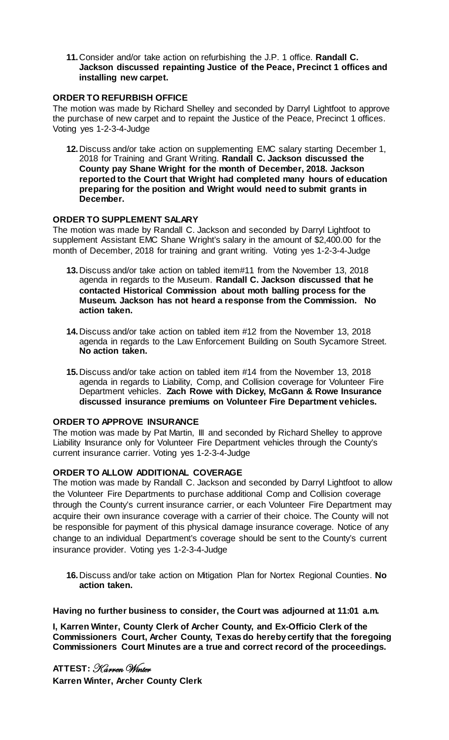11. Consider and/or take action on refurbishing the J.P. 1 office. **Randall C. Jackson discussed repainting Justice of the Peace, Precinct 1 offices and installing new carpet.**

**ORDER TO REFURBISH OFFICE**

The motion was made by Richard Shelley and seconded by Darryl Lightfoot to approve the purchase of new carpet and to repaint the Justice of the Peace, Precinct 1 offices. Voting yes 1-2-3-4-Judge

12. Discuss and/or take action on supplementing EMC salary starting December 1, 2018 for Training and Grant Writing. **Randall C. Jackson discussed the County pay Shane Wright for the month of December, 2018. Jackson reported to the Court that Wright had completed many hours of education preparing for the position and Wright would need to submit grants in December.**

**ORDER TO SUPPLEMENT SALARY**

The motion was made by Randall C. Jackson and seconded by Darryl Lightfoot to supplement Assistant EMC Shane Wright's salary in the amount of $2,400.00 for the month of December, 2018 for training and grant writing. Voting yes 1-2-3-4-Judge

13. Discuss and/or take action on tabled item#11 from the November 13, 2018 agenda in regards to the Museum. **Randall C. Jackson discussed that he contacted Historical Commission about moth balling process for the Museum. Jackson has not heard a response from the Commission. No action taken.**

14. Discuss and/or take action on tabled item #12 from the November 13, 2018 agenda in regards to the Law Enforcement Building on South Sycamore Street. **No action taken.**

15. Discuss and/or take action on tabled item #14 from the November 13, 2018 agenda in regards to Liability, Comp, and Collision coverage for Volunteer Fire Department vehicles. **Zach Rowe with Dickey, McGann & Rowe Insurance discussed insurance premiums on Volunteer Fire Department vehicles.**

**ORDER TO APPROVE INSURANCE**

The motion was made by Pat Martin, III and seconded by Richard Shelley to approve Liability Insurance only for Volunteer Fire Department vehicles through the County's current insurance carrier. Voting yes 1-2-3-4-Judge

**ORDER TO ALLOW ADDITIONAL COVERAGE**

The motion was made by Randall C. Jackson and seconded by Darryl Lightfoot to allow the Volunteer Fire Departments to purchase additional Comp and Collision coverage through the County's current insurance carrier, or each Volunteer Fire Department may acquire their own insurance coverage with a carrier of their choice. The County will not be responsible for payment of this physical damage insurance coverage. Notice of any change to an individual Department's coverage should be sent to the County's current insurance provider. Voting yes 1-2-3-4-Judge

16. Discuss and/or take action on Mitigation Plan for Nortex Regional Counties. **No action taken.**

**Having no further business to consider, the Court was adjourned at 11:01 a.m.**

**I, Karren Winter, County Clerk of Archer County, and Ex-Officio Clerk of the Commissioners Court, Archer County, Texas do hereby certify that the foregoing Commissioners Court Minutes are a true and correct record of the proceedings.**

**ATTEST:** *Karren Winter*

**Karren Winter, Archer County Clerk**